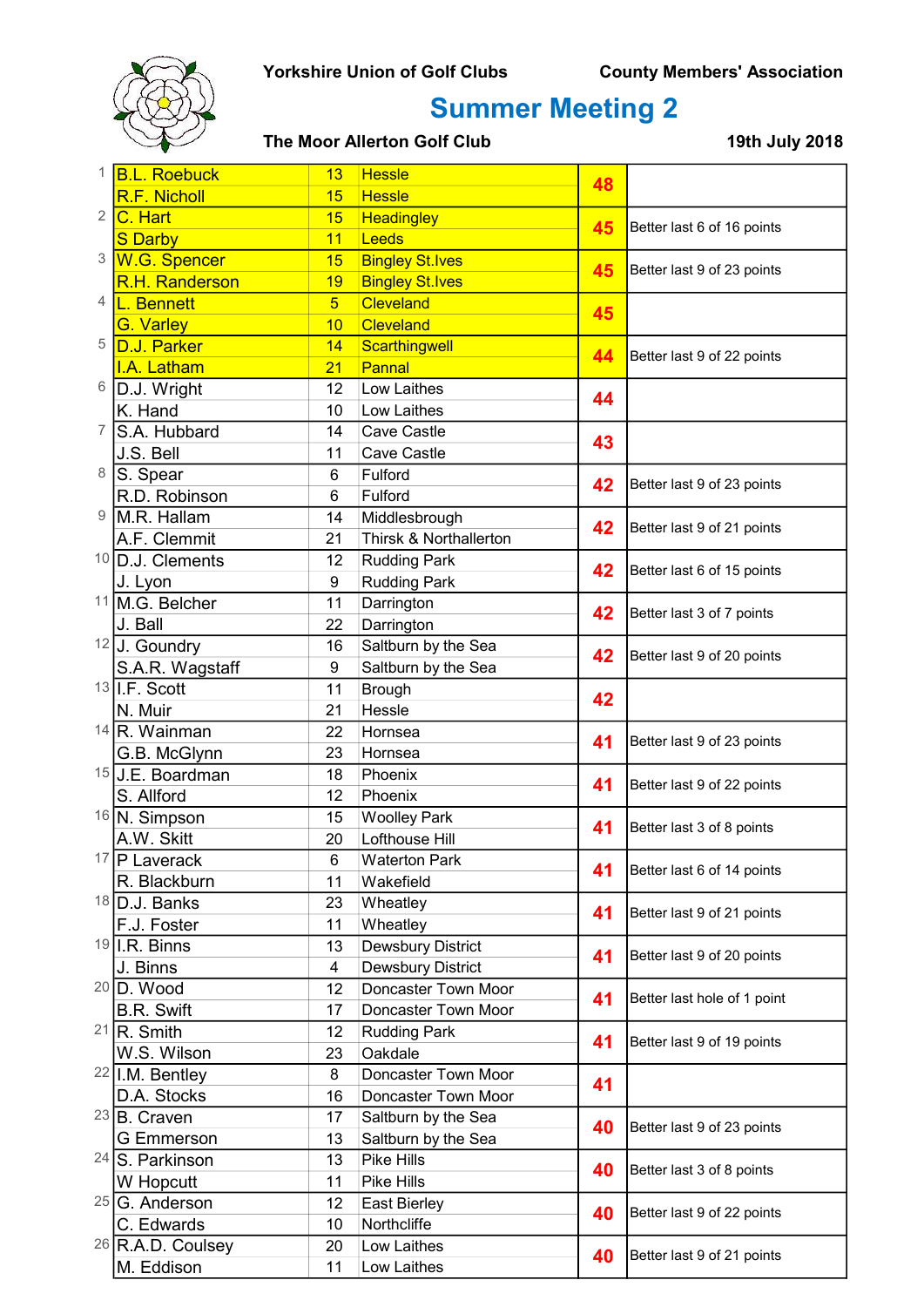Yorkshire Union of Golf Clubs　　County Members' Association

# Summer Meeting 2

**The Moor Allerton Golf Club**　　**19th July 2018**

| Pos | Name | Hcp | Club | Pts | Notes |
|---|---|---|---|---|---|
| 1 | B.L. Roebuck | 13 | Hessle | 48 | |
| | R.F. Nicholl | 15 | Hessle | | |
| 2 | C. Hart | 15 | Headingley | 45 | Better last 6 of 16 points |
| | S Darby | 11 | Leeds | | |
| 3 | W.G. Spencer | 15 | Bingley St.Ives | 45 | Better last 9 of 23 points |
| | R.H. Randerson | 19 | Bingley St.Ives | | |
| 4 | L. Bennett | 5 | Cleveland | 45 | |
| | G. Varley | 10 | Cleveland | | |
| 5 | D.J. Parker | 14 | Scarthingwell | 44 | Better last 9 of 22 points |
| | I.A. Latham | 21 | Pannal | | |
| 6 | D.J. Wright | 12 | Low Laithes | 44 | |
| | K. Hand | 10 | Low Laithes | | |
| 7 | S.A. Hubbard | 14 | Cave Castle | 43 | |
| | J.S. Bell | 11 | Cave Castle | | |
| 8 | S. Spear | 6 | Fulford | 42 | Better last 9 of 23 points |
| | R.D. Robinson | 6 | Fulford | | |
| 9 | M.R. Hallam | 14 | Middlesbrough | 42 | Better last 9 of 21 points |
| | A.F. Clemmit | 21 | Thirsk & Northallerton | | |
| 10 | D.J. Clements | 12 | Rudding Park | 42 | Better last 6 of 15 points |
| | J. Lyon | 9 | Rudding Park | | |
| 11 | M.G. Belcher | 11 | Darrington | 42 | Better last 3 of 7 points |
| | J. Ball | 22 | Darrington | | |
| 12 | J. Goundry | 16 | Saltburn by the Sea | 42 | Better last 9 of 20 points |
| | S.A.R. Wagstaff | 9 | Saltburn by the Sea | | |
| 13 | I.F. Scott | 11 | Brough | 42 | |
| | N. Muir | 21 | Hessle | | |
| 14 | R. Wainman | 22 | Hornsea | 41 | Better last 9 of 23 points |
| | G.B. McGlynn | 23 | Hornsea | | |
| 15 | J.E. Boardman | 18 | Phoenix | 41 | Better last 9 of 22 points |
| | S. Allford | 12 | Phoenix | | |
| 16 | N. Simpson | 15 | Woolley Park | 41 | Better last 3 of 8 points |
| | A.W. Skitt | 20 | Lofthouse Hill | | |
| 17 | P Laverack | 6 | Waterton Park | 41 | Better last 6 of 14 points |
| | R. Blackburn | 11 | Wakefield | | |
| 18 | D.J. Banks | 23 | Wheatley | 41 | Better last 9 of 21 points |
| | F.J. Foster | 11 | Wheatley | | |
| 19 | I.R. Binns | 13 | Dewsbury District | 41 | Better last 9 of 20 points |
| | J. Binns | 4 | Dewsbury District | | |
| 20 | D. Wood | 12 | Doncaster Town Moor | 41 | Better last hole of 1 point |
| | B.R. Swift | 17 | Doncaster Town Moor | | |
| 21 | R. Smith | 12 | Rudding Park | 41 | Better last 9 of 19 points |
| | W.S. Wilson | 23 | Oakdale | | |
| 22 | I.M. Bentley | 8 | Doncaster Town Moor | 41 | |
| | D.A. Stocks | 16 | Doncaster Town Moor | | |
| 23 | B. Craven | 17 | Saltburn by the Sea | 40 | Better last 9 of 23 points |
| | G Emmerson | 13 | Saltburn by the Sea | | |
| 24 | S. Parkinson | 13 | Pike Hills | 40 | Better last 3 of 8 points |
| | W Hopcutt | 11 | Pike Hills | | |
| 25 | G. Anderson | 12 | East Bierley | 40 | Better last 9 of 22 points |
| | C. Edwards | 10 | Northcliffe | | |
| 26 | R.A.D. Coulsey | 20 | Low Laithes | 40 | Better last 9 of 21 points |
| | M. Eddison | 11 | Low Laithes | | |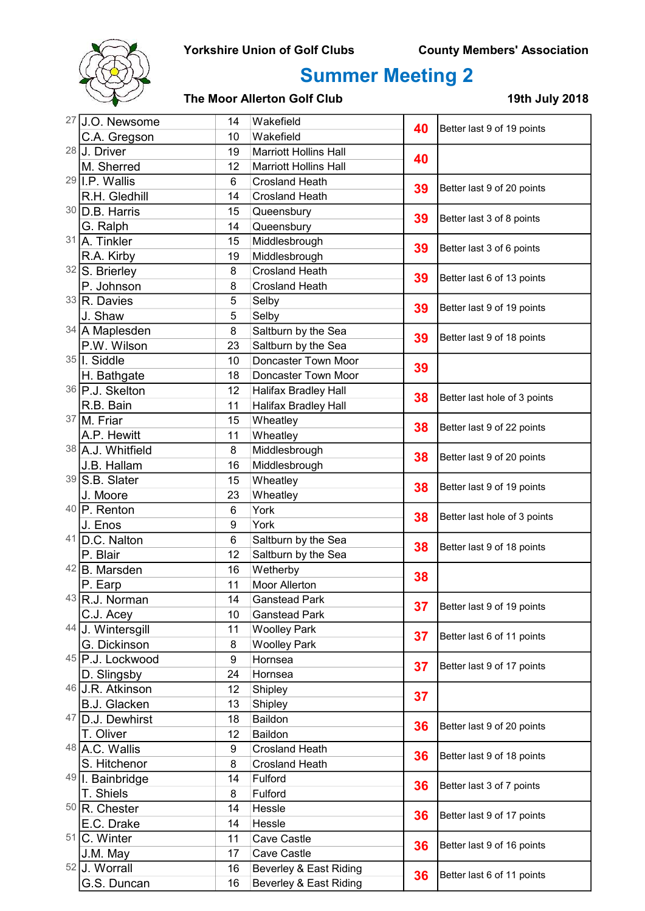Yorkshire Union of Golf Clubs — County Members' Association

# Summer Meeting 2

The Moor Allerton Golf Club — 19th July 2018

| Pos | Name | Hcp | Club | Score | Notes |
|---|---|---|---|---|---|
| 27 | J.O. Newsome | 14 | Wakefield | 40 | Better last 9 of 19 points |
| | C.A. Gregson | 10 | Wakefield | | |
| 28 | J. Driver | 19 | Marriott Hollins Hall | 40 | |
| | M. Sherred | 12 | Marriott Hollins Hall | | |
| 29 | I.P. Wallis | 6 | Crosland Heath | 39 | Better last 9 of 20 points |
| | R.H. Gledhill | 14 | Crosland Heath | | |
| 30 | D.B. Harris | 15 | Queensbury | 39 | Better last 3 of 8 points |
| | G. Ralph | 14 | Queensbury | | |
| 31 | A. Tinkler | 15 | Middlesbrough | 39 | Better last 3 of 6 points |
| | R.A. Kirby | 19 | Middlesbrough | | |
| 32 | S. Brierley | 8 | Crosland Heath | 39 | Better last 6 of 13 points |
| | P. Johnson | 8 | Crosland Heath | | |
| 33 | R. Davies | 5 | Selby | 39 | Better last 9 of 19 points |
| | J. Shaw | 5 | Selby | | |
| 34 | A Maplesden | 8 | Saltburn by the Sea | 39 | Better last 9 of 18 points |
| | P.W. Wilson | 23 | Saltburn by the Sea | | |
| 35 | I. Siddle | 10 | Doncaster Town Moor | 39 | |
| | H. Bathgate | 18 | Doncaster Town Moor | | |
| 36 | P.J. Skelton | 12 | Halifax Bradley Hall | 38 | Better last hole of 3 points |
| | R.B. Bain | 11 | Halifax Bradley Hall | | |
| 37 | M. Friar | 15 | Wheatley | 38 | Better last 9 of 22 points |
| | A.P. Hewitt | 11 | Wheatley | | |
| 38 | A.J. Whitfield | 8 | Middlesbrough | 38 | Better last 9 of 20 points |
| | J.B. Hallam | 16 | Middlesbrough | | |
| 39 | S.B. Slater | 15 | Wheatley | 38 | Better last 9 of 19 points |
| | J. Moore | 23 | Wheatley | | |
| 40 | P. Renton | 6 | York | 38 | Better last hole of 3 points |
| | J. Enos | 9 | York | | |
| 41 | D.C. Nalton | 6 | Saltburn by the Sea | 38 | Better last 9 of 18 points |
| | P. Blair | 12 | Saltburn by the Sea | | |
| 42 | B. Marsden | 16 | Wetherby | 38 | |
| | P. Earp | 11 | Moor Allerton | | |
| 43 | R.J. Norman | 14 | Ganstead Park | 37 | Better last 9 of 19 points |
| | C.J. Acey | 10 | Ganstead Park | | |
| 44 | J. Wintersgill | 11 | Woolley Park | 37 | Better last 6 of 11 points |
| | G. Dickinson | 8 | Woolley Park | | |
| 45 | P.J. Lockwood | 9 | Hornsea | 37 | Better last 9 of 17 points |
| | D. Slingsby | 24 | Hornsea | | |
| 46 | J.R. Atkinson | 12 | Shipley | 37 | |
| | B.J. Glacken | 13 | Shipley | | |
| 47 | D.J. Dewhirst | 18 | Baildon | 36 | Better last 9 of 20 points |
| | T. Oliver | 12 | Baildon | | |
| 48 | A.C. Wallis | 9 | Crosland Heath | 36 | Better last 9 of 18 points |
| | S. Hitchenor | 8 | Crosland Heath | | |
| 49 | I. Bainbridge | 14 | Fulford | 36 | Better last 3 of 7 points |
| | T. Shiels | 8 | Fulford | | |
| 50 | R. Chester | 14 | Hessle | 36 | Better last 9 of 17 points |
| | E.C. Drake | 14 | Hessle | | |
| 51 | C. Winter | 11 | Cave Castle | 36 | Better last 9 of 16 points |
| | J.M. May | 17 | Cave Castle | | |
| 52 | J. Worrall | 16 | Beverley & East Riding | 36 | Better last 6 of 11 points |
| | G.S. Duncan | 16 | Beverley & East Riding | | |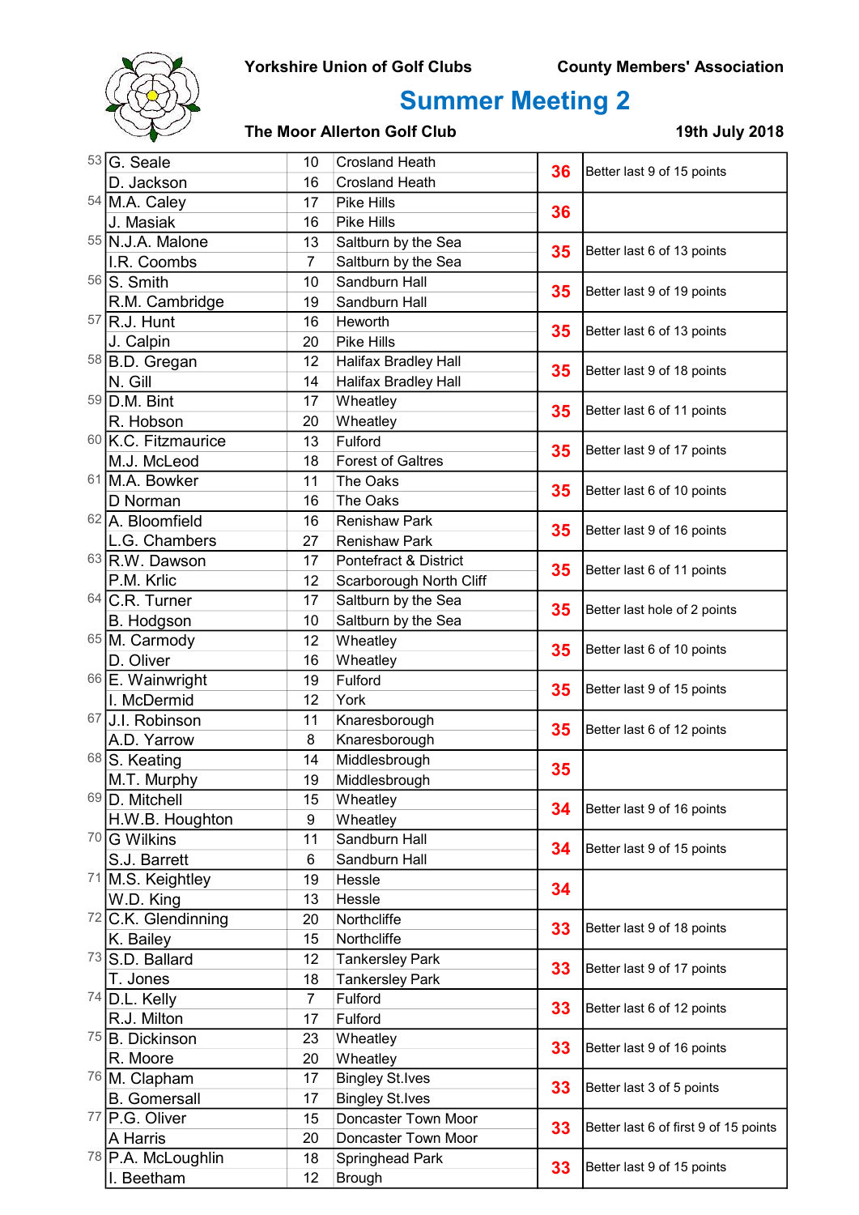Yorkshire Union of Golf Clubs — County Members' Association

# Summer Meeting 2

**The Moor Allerton Golf Club** — **19th July 2018**

| Pos | Name | Hcp | Club | Points | Note |
|---|---|---|---|---|---|
| 53 | G. Seale | 10 | Crosland Heath | 36 | Better last 9 of 15 points |
| | D. Jackson | 16 | Crosland Heath | | |
| 54 | M.A. Caley | 17 | Pike Hills | 36 | |
| | J. Masiak | 16 | Pike Hills | | |
| 55 | N.J.A. Malone | 13 | Saltburn by the Sea | 35 | Better last 6 of 13 points |
| | I.R. Coombs | 7 | Saltburn by the Sea | | |
| 56 | S. Smith | 10 | Sandburn Hall | 35 | Better last 9 of 19 points |
| | R.M. Cambridge | 19 | Sandburn Hall | | |
| 57 | R.J. Hunt | 16 | Heworth | 35 | Better last 6 of 13 points |
| | J. Calpin | 20 | Pike Hills | | |
| 58 | B.D. Gregan | 12 | Halifax Bradley Hall | 35 | Better last 9 of 18 points |
| | N. Gill | 14 | Halifax Bradley Hall | | |
| 59 | D.M. Bint | 17 | Wheatley | 35 | Better last 6 of 11 points |
| | R. Hobson | 20 | Wheatley | | |
| 60 | K.C. Fitzmaurice | 13 | Fulford | 35 | Better last 9 of 17 points |
| | M.J. McLeod | 18 | Forest of Galtres | | |
| 61 | M.A. Bowker | 11 | The Oaks | 35 | Better last 6 of 10 points |
| | D Norman | 16 | The Oaks | | |
| 62 | A. Bloomfield | 16 | Renishaw Park | 35 | Better last 9 of 16 points |
| | L.G. Chambers | 27 | Renishaw Park | | |
| 63 | R.W. Dawson | 17 | Pontefract & District | 35 | Better last 6 of 11 points |
| | P.M. Krlic | 12 | Scarborough North Cliff | | |
| 64 | C.R. Turner | 17 | Saltburn by the Sea | 35 | Better last hole of 2 points |
| | B. Hodgson | 10 | Saltburn by the Sea | | |
| 65 | M. Carmody | 12 | Wheatley | 35 | Better last 6 of 10 points |
| | D. Oliver | 16 | Wheatley | | |
| 66 | E. Wainwright | 19 | Fulford | 35 | Better last 9 of 15 points |
| | I. McDermid | 12 | York | | |
| 67 | J.I. Robinson | 11 | Knaresborough | 35 | Better last 6 of 12 points |
| | A.D. Yarrow | 8 | Knaresborough | | |
| 68 | S. Keating | 14 | Middlesbrough | 35 | |
| | M.T. Murphy | 19 | Middlesbrough | | |
| 69 | D. Mitchell | 15 | Wheatley | 34 | Better last 9 of 16 points |
| | H.W.B. Houghton | 9 | Wheatley | | |
| 70 | G Wilkins | 11 | Sandburn Hall | 34 | Better last 9 of 15 points |
| | S.J. Barrett | 6 | Sandburn Hall | | |
| 71 | M.S. Keightley | 19 | Hessle | 34 | |
| | W.D. King | 13 | Hessle | | |
| 72 | C.K. Glendinning | 20 | Northcliffe | 33 | Better last 9 of 18 points |
| | K. Bailey | 15 | Northcliffe | | |
| 73 | S.D. Ballard | 12 | Tankersley Park | 33 | Better last 9 of 17 points |
| | T. Jones | 18 | Tankersley Park | | |
| 74 | D.L. Kelly | 7 | Fulford | 33 | Better last 6 of 12 points |
| | R.J. Milton | 17 | Fulford | | |
| 75 | B. Dickinson | 23 | Wheatley | 33 | Better last 9 of 16 points |
| | R. Moore | 20 | Wheatley | | |
| 76 | M. Clapham | 17 | Bingley St.Ives | 33 | Better last 3 of 5 points |
| | B. Gomersall | 17 | Bingley St.Ives | | |
| 77 | P.G. Oliver | 15 | Doncaster Town Moor | 33 | Better last 6 of first 9 of 15 points |
| | A Harris | 20 | Doncaster Town Moor | | |
| 78 | P.A. McLoughlin | 18 | Springhead Park | 33 | Better last 9 of 15 points |
| | I. Beetham | 12 | Brough | | |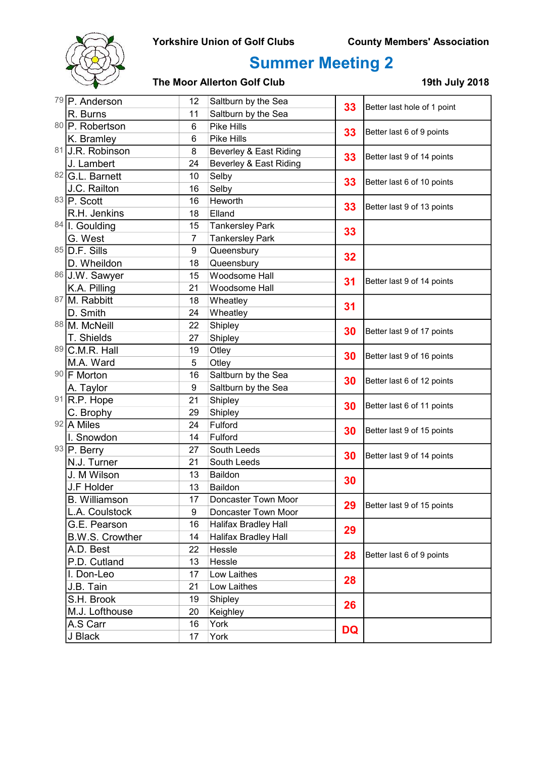Yorkshire Union of Golf Clubs — County Members' Association

# Summer Meeting 2

**The Moor Allerton Golf Club** — **19th July 2018**

| | | | | | |
|---|---|---|---|---|---|
| 79 | P. Anderson | 12 | Saltburn by the Sea | 33 | Better last hole of 1 point |
| | R. Burns | 11 | Saltburn by the Sea | | |
| 80 | P. Robertson | 6 | Pike Hills | 33 | Better last 6 of 9 points |
| | K. Bramley | 6 | Pike Hills | | |
| 81 | J.R. Robinson | 8 | Beverley & East Riding | 33 | Better last 9 of 14 points |
| | J. Lambert | 24 | Beverley & East Riding | | |
| 82 | G.L. Barnett | 10 | Selby | 33 | Better last 6 of 10 points |
| | J.C. Railton | 16 | Selby | | |
| 83 | P. Scott | 16 | Heworth | 33 | Better last 9 of 13 points |
| | R.H. Jenkins | 18 | Elland | | |
| 84 | I. Goulding | 15 | Tankersley Park | 33 | |
| | G. West | 7 | Tankersley Park | | |
| 85 | D.F. Sills | 9 | Queensbury | 32 | |
| | D. Wheildon | 18 | Queensbury | | |
| 86 | J.W. Sawyer | 15 | Woodsome Hall | 31 | Better last 9 of 14 points |
| | K.A. Pilling | 21 | Woodsome Hall | | |
| 87 | M. Rabbitt | 18 | Wheatley | 31 | |
| | D. Smith | 24 | Wheatley | | |
| 88 | M. McNeill | 22 | Shipley | 30 | Better last 9 of 17 points |
| | T. Shields | 27 | Shipley | | |
| 89 | C.M.R. Hall | 19 | Otley | 30 | Better last 9 of 16 points |
| | M.A. Ward | 5 | Otley | | |
| 90 | F Morton | 16 | Saltburn by the Sea | 30 | Better last 6 of 12 points |
| | A. Taylor | 9 | Saltburn by the Sea | | |
| 91 | R.P. Hope | 21 | Shipley | 30 | Better last 6 of 11 points |
| | C. Brophy | 29 | Shipley | | |
| 92 | A Miles | 24 | Fulford | 30 | Better last 9 of 15 points |
| | I. Snowdon | 14 | Fulford | | |
| 93 | P. Berry | 27 | South Leeds | 30 | Better last 9 of 14 points |
| | N.J. Turner | 21 | South Leeds | | |
| | J. M Wilson | 13 | Baildon | 30 | |
| | J.F Holder | 13 | Baildon | | |
| | B. Williamson | 17 | Doncaster Town Moor | 29 | Better last 9 of 15 points |
| | L.A. Coulstock | 9 | Doncaster Town Moor | | |
| | G.E. Pearson | 16 | Halifax Bradley Hall | 29 | |
| | B.W.S. Crowther | 14 | Halifax Bradley Hall | | |
| | A.D. Best | 22 | Hessle | 28 | Better last 6 of 9 points |
| | P.D. Cutland | 13 | Hessle | | |
| | I. Don-Leo | 17 | Low Laithes | 28 | |
| | J.B. Tain | 21 | Low Laithes | | |
| | S.H. Brook | 19 | Shipley | 26 | |
| | M.J. Lofthouse | 20 | Keighley | | |
| | A.S Carr | 16 | York | DQ | |
| | J Black | 17 | York | | |